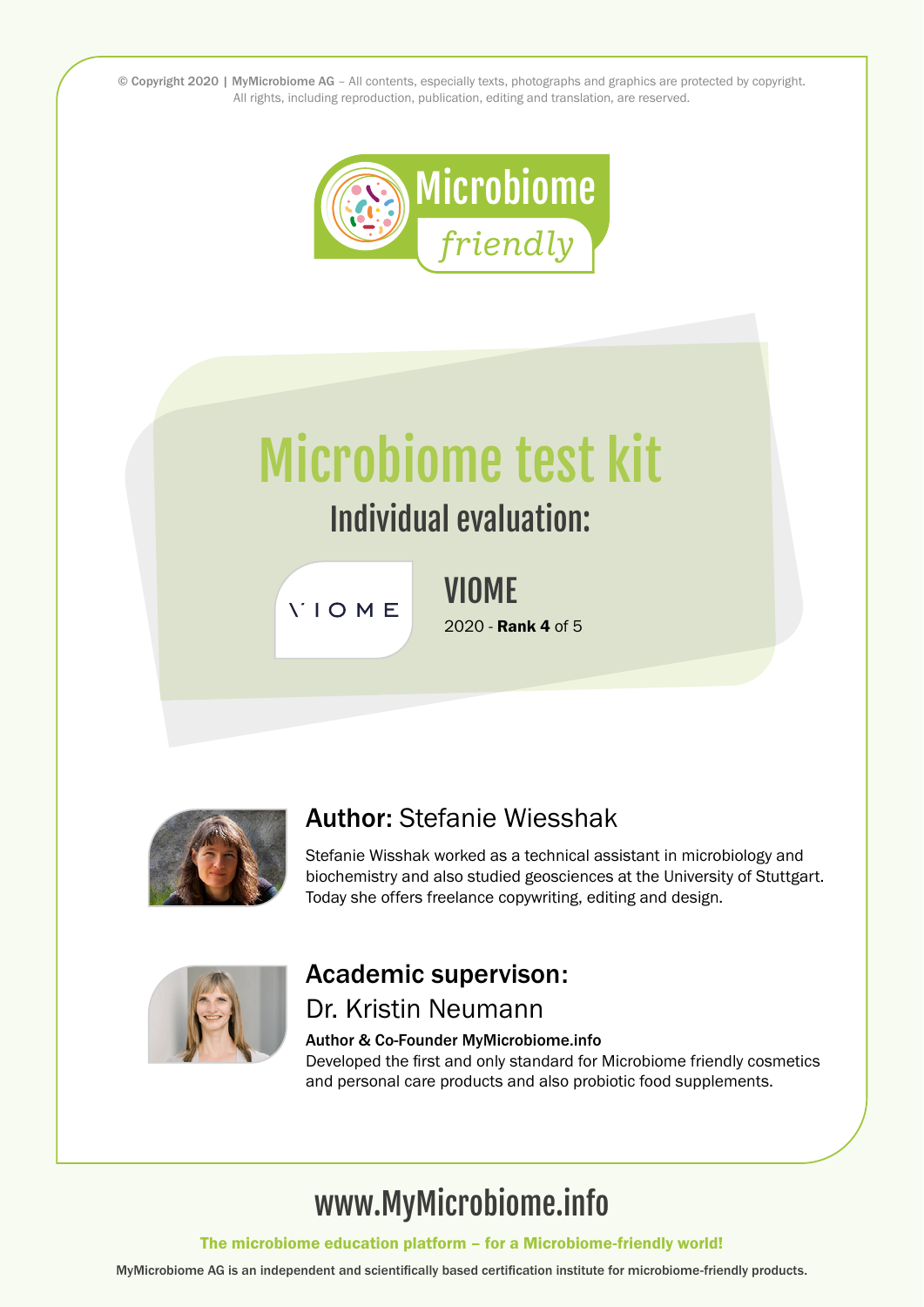© Copyright 2020 | MyMicrobiome AG – All contents, especially texts, photographs and graphics are protected by copyright. All rights, including reproduction, publication, editing and translation, are reserved.

Microbiome *friendly*

# Microbiome test kit

## Individual evaluation:

VIOME

### VIOME

2020 - **Rank 4** of 5

**Author:** Stefanie Wiesshak

Stefanie Wisshak worked as a technical assistant in microbiology and biochemistry and also studied geosciences at the University of Stuttgart. Today she offers freelance copywriting, editing and design.

**Academic supervison:**

Dr. Kristin Neumann

**Author & Co-Founder MyMicrobiome.info**

Developed the first and only standard for Microbiome friendly cosmetics and personal care products and also probiotic food supplements.

## www.MyMicrobiome.info

**The microbiome education platform – for a Microbiome-friendly world!**

**MyMicrobiome AG is an independent and scientifically based certification institute for microbiome-friendly products.**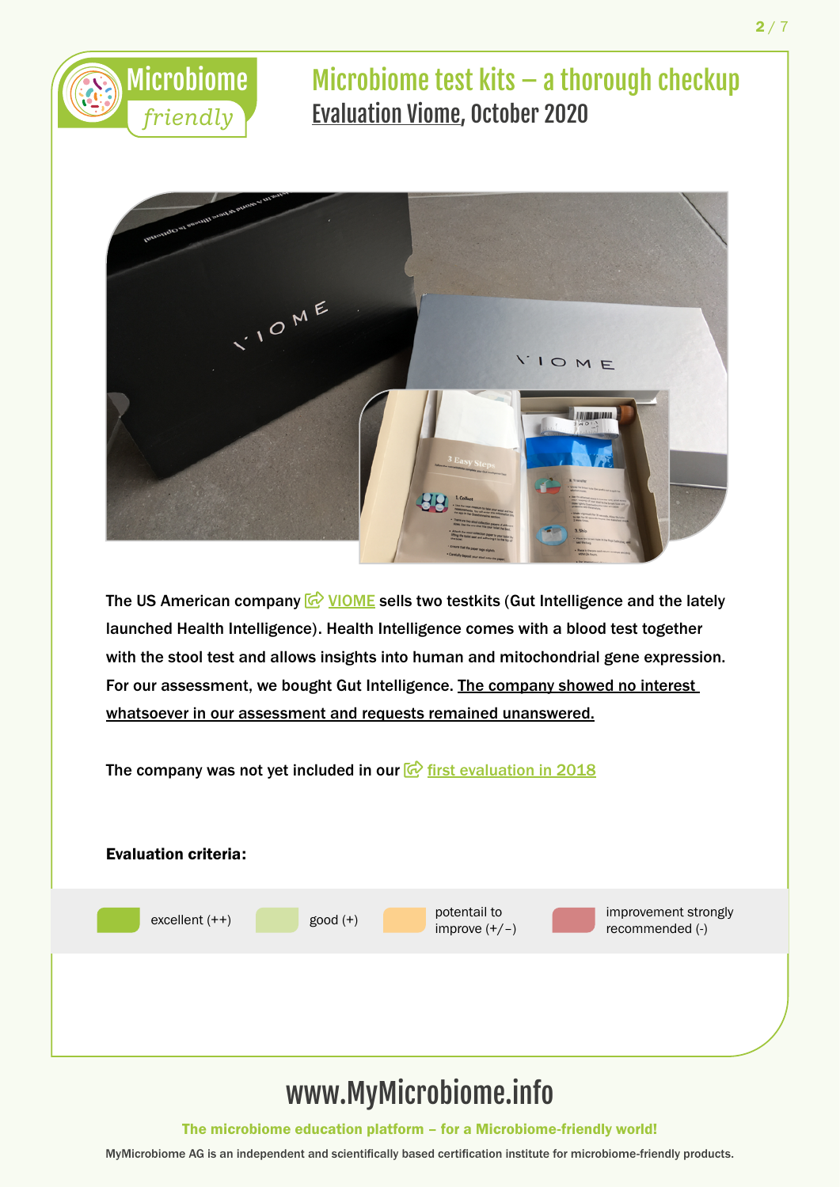# Microbiome test kits – a thorough checkup

## Evaluation Viome, October 2020

The US American company VIOME sells two testkits (Gut Intelligence and the lately launched Health Intelligence). Health Intelligence comes with a blood test together with the stool test and allows insights into human and mitochondrial gene expression. For our assessment, we bought Gut Intelligence. The company showed no interest whatsoever in our assessment and requests remained unanswered.

The company was not yet included in our first evaluation in 2018

**Evaluation criteria:**

excellent (++) | good (+) | potentail to improve (+/–) | improvement strongly recommended (-)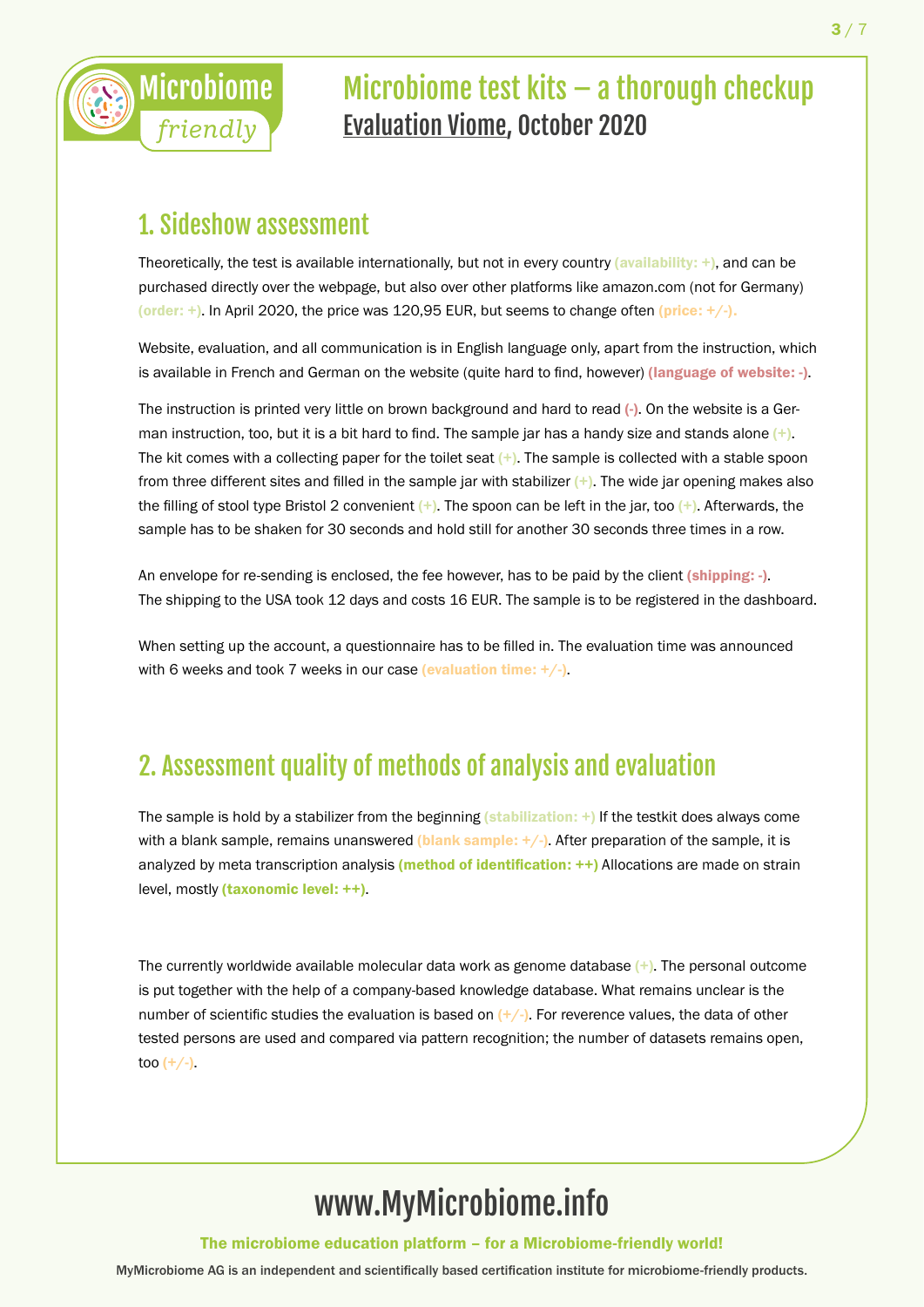Microbiome *friendly*

# Microbiome test kits – a thorough checkup

**Evaluation Viome, October 2020**

## 1. Sideshow assessment

Theoretically, the test is available internationally, but not in every country **(availability: +)**, and can be purchased directly over the webpage, but also over other platforms like amazon.com (not for Germany) **(order: +)**. In April 2020, the price was 120,95 EUR, but seems to change often **(price: +/-).**

Website, evaluation, and all communication is in English language only, apart from the instruction, which is available in French and German on the website (quite hard to find, however) **(language of website: -)**.

The instruction is printed very little on brown background and hard to read **(-)**. On the website is a German instruction, too, but it is a bit hard to find. The sample jar has a handy size and stands alone **(+)**. The kit comes with a collecting paper for the toilet seat **(+)**. The sample is collected with a stable spoon from three different sites and filled in the sample jar with stabilizer **(+)**. The wide jar opening makes also the filling of stool type Bristol 2 convenient **(+)**. The spoon can be left in the jar, too **(+)**. Afterwards, the sample has to be shaken for 30 seconds and hold still for another 30 seconds three times in a row.

An envelope for re-sending is enclosed, the fee however, has to be paid by the client **(shipping: -)**. The shipping to the USA took 12 days and costs 16 EUR. The sample is to be registered in the dashboard.

When setting up the account, a questionnaire has to be filled in. The evaluation time was announced with 6 weeks and took 7 weeks in our case **(evaluation time: +/-)**.

## 2. Assessment quality of methods of analysis and evaluation

The sample is hold by a stabilizer from the beginning **(stabilization: +)** If the testkit does always come with a blank sample, remains unanswered **(blank sample: +/-)**. After preparation of the sample, it is analyzed by meta transcription analysis **(method of identification: ++)** Allocations are made on strain level, mostly **(taxonomic level: ++)**.

The currently worldwide available molecular data work as genome database **(+)**. The personal outcome is put together with the help of a company-based knowledge database. What remains unclear is the number of scientific studies the evaluation is based on **(+/-)**. For reverence values, the data of other tested persons are used and compared via pattern recognition; the number of datasets remains open, too **(+/-)**.

# www.MyMicrobiome.info

**The microbiome education platform – for a Microbiome-friendly world!**

**MyMicrobiome AG is an independent and scientifically based certification institute for microbiome-friendly products.**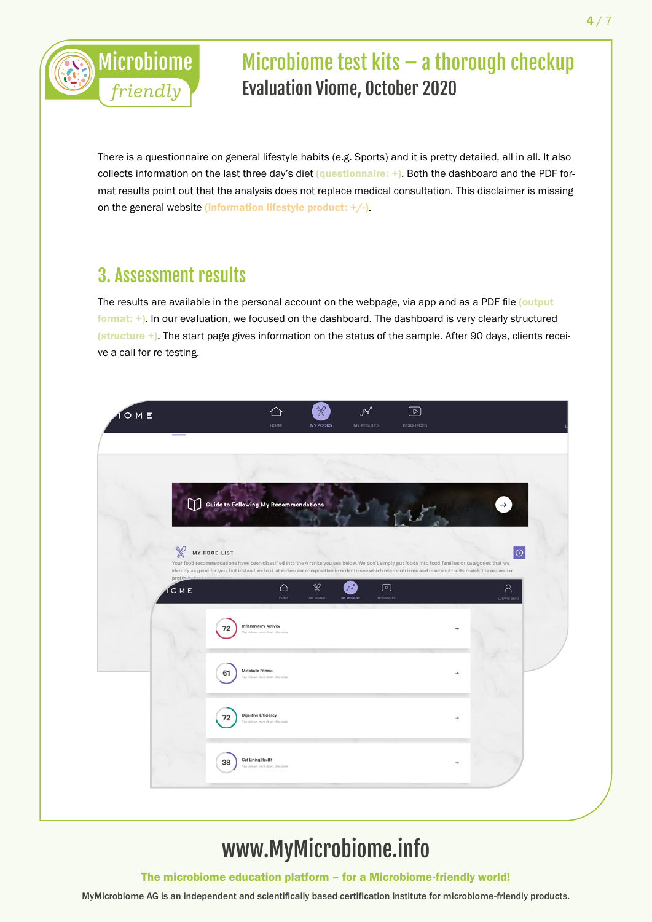There is a questionnaire on general lifestyle habits (e.g. Sports) and it is pretty detailed, all in all. It also collects information on the last three day's diet (questionnaire: +). Both the dashboard and the PDF format results point out that the analysis does not replace medical consultation. This disclaimer is missing on the general website (information lifestyle product: +/-).

## 3. Assessment results

The results are available in the personal account on the webpage, via app and as a PDF file (output format: +). In our evaluation, we focused on the dashboard. The dashboard is very clearly structured (structure +). The start page gives information on the status of the sample. After 90 days, clients receive a call for re-testing.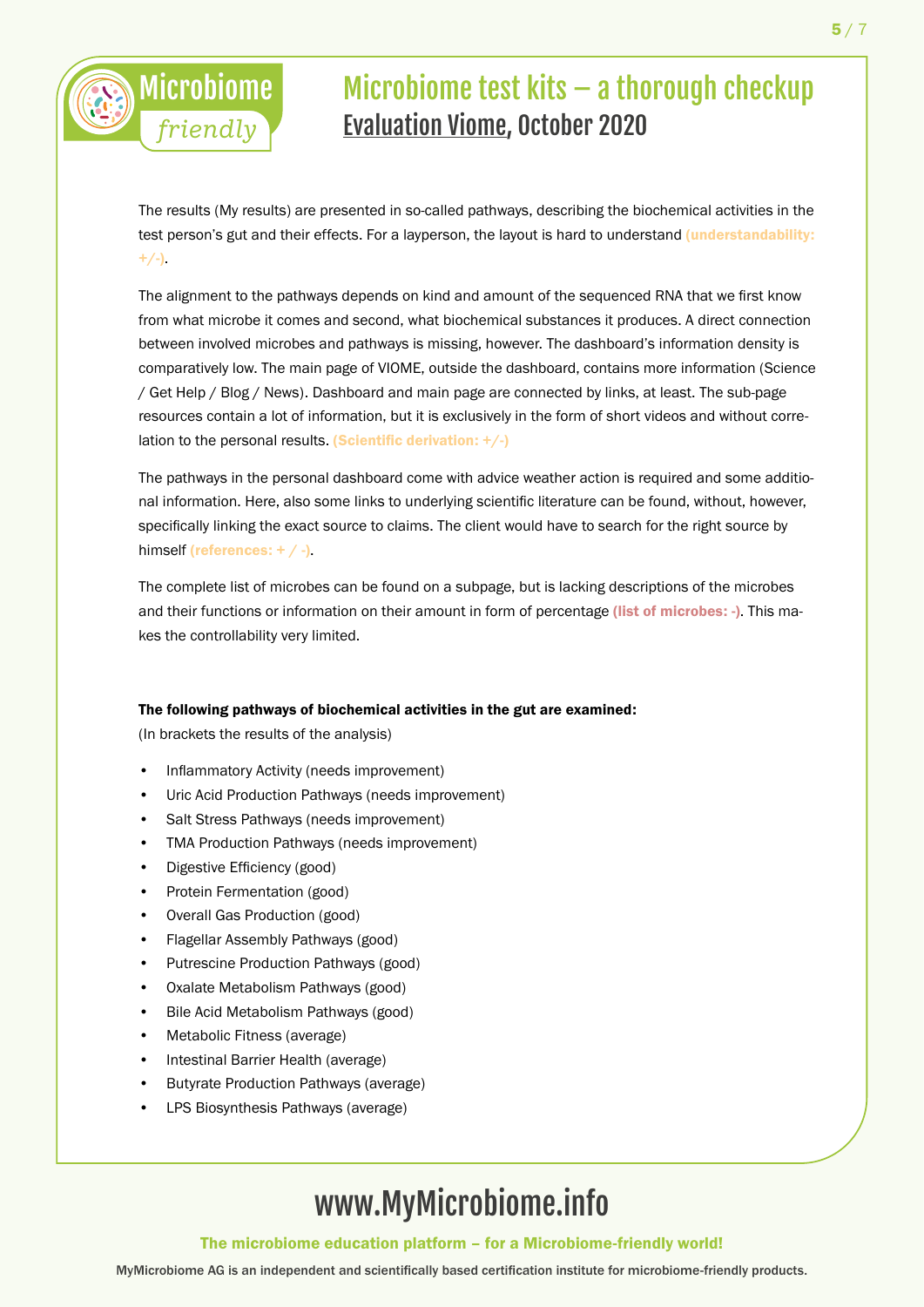# Microbiome test kits – a thorough checkup

## Evaluation Viome, October 2020

The results (My results) are presented in so-called pathways, describing the biochemical activities in the test person's gut and their effects. For a layperson, the layout is hard to understand **(understandability: +/-)**.

The alignment to the pathways depends on kind and amount of the sequenced RNA that we first know from what microbe it comes and second, what biochemical substances it produces. A direct connection between involved microbes and pathways is missing, however. The dashboard's information density is comparatively low. The main page of VIOME, outside the dashboard, contains more information (Science / Get Help / Blog / News). Dashboard and main page are connected by links, at least. The sub-page resources contain a lot of information, but it is exclusively in the form of short videos and without correlation to the personal results. **(Scientific derivation: +/-)**

The pathways in the personal dashboard come with advice weather action is required and some additional information. Here, also some links to underlying scientific literature can be found, without, however, specifically linking the exact source to claims. The client would have to search for the right source by himself **(references: + / -)**.

The complete list of microbes can be found on a subpage, but is lacking descriptions of the microbes and their functions or information on their amount in form of percentage **(list of microbes: -)**. This makes the controllability very limited.

**The following pathways of biochemical activities in the gut are examined:**
(In brackets the results of the analysis)

- Inflammatory Activity (needs improvement)
- Uric Acid Production Pathways (needs improvement)
- Salt Stress Pathways (needs improvement)
- TMA Production Pathways (needs improvement)
- Digestive Efficiency (good)
- Protein Fermentation (good)
- Overall Gas Production (good)
- Flagellar Assembly Pathways (good)
- Putrescine Production Pathways (good)
- Oxalate Metabolism Pathways (good)
- Bile Acid Metabolism Pathways (good)
- Metabolic Fitness (average)
- Intestinal Barrier Health (average)
- Butyrate Production Pathways (average)
- LPS Biosynthesis Pathways (average)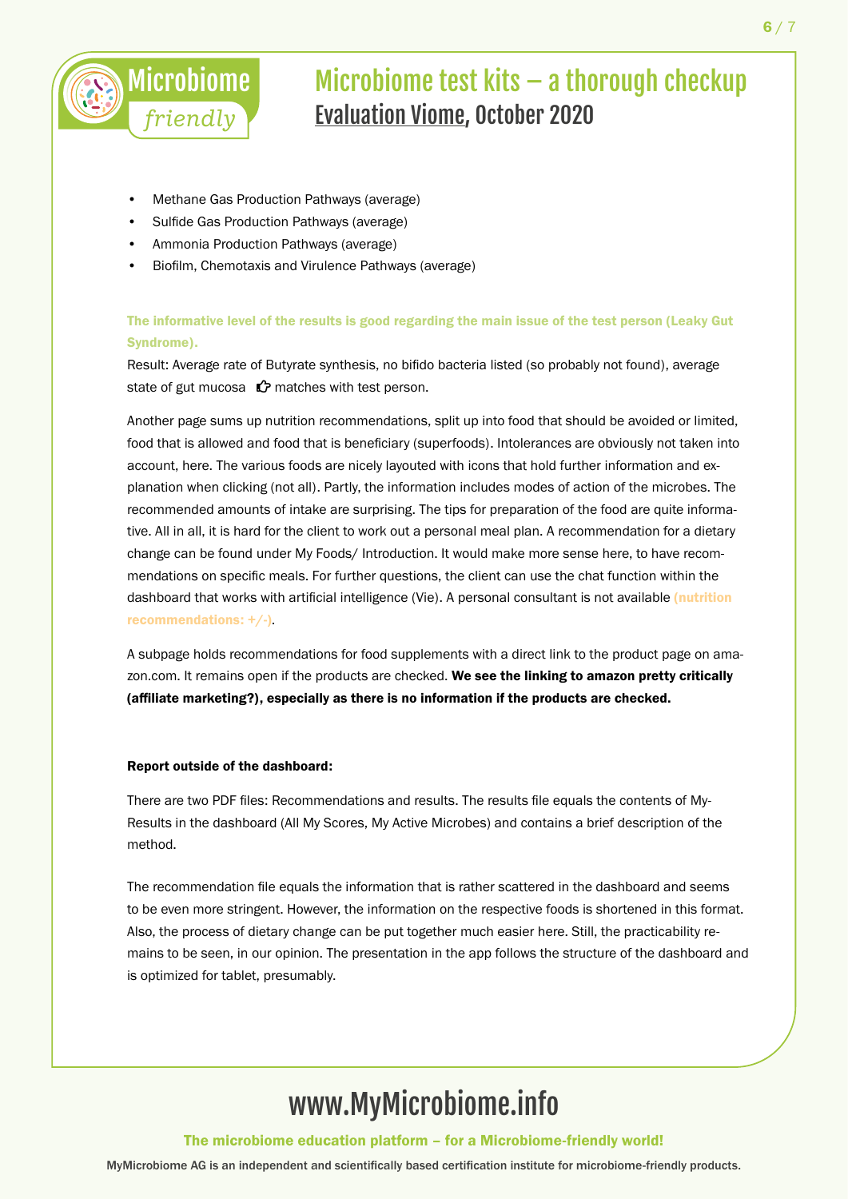- Methane Gas Production Pathways (average)
- Sulfide Gas Production Pathways (average)
- Ammonia Production Pathways (average)
- Biofilm, Chemotaxis and Virulence Pathways (average)

**The informative level of the results is good regarding the main issue of the test person (Leaky Gut Syndrome).**

Result: Average rate of Butyrate synthesis, no bifido bacteria listed (so probably not found), average state of gut mucosa 👉 matches with test person.

Another page sums up nutrition recommendations, split up into food that should be avoided or limited, food that is allowed and food that is beneficiary (superfoods). Intolerances are obviously not taken into account, here. The various foods are nicely layouted with icons that hold further information and explanation when clicking (not all). Partly, the information includes modes of action of the microbes. The recommended amounts of intake are surprising. The tips for preparation of the food are quite informative. All in all, it is hard for the client to work out a personal meal plan. A recommendation for a dietary change can be found under My Foods/ Introduction. It would make more sense here, to have recommendations on specific meals. For further questions, the client can use the chat function within the dashboard that works with artificial intelligence (Vie). A personal consultant is not available **(nutrition recommendations: +/-)**.

A subpage holds recommendations for food supplements with a direct link to the product page on amazon.com. It remains open if the products are checked. **We see the linking to amazon pretty critically (affiliate marketing?), especially as there is no information if the products are checked.**

**Report outside of the dashboard:**

There are two PDF files: Recommendations and results. The results file equals the contents of My-Results in the dashboard (All My Scores, My Active Microbes) and contains a brief description of the method.

The recommendation file equals the information that is rather scattered in the dashboard and seems to be even more stringent. However, the information on the respective foods is shortened in this format. Also, the process of dietary change can be put together much easier here. Still, the practicability remains to be seen, in our opinion. The presentation in the app follows the structure of the dashboard and is optimized for tablet, presumably.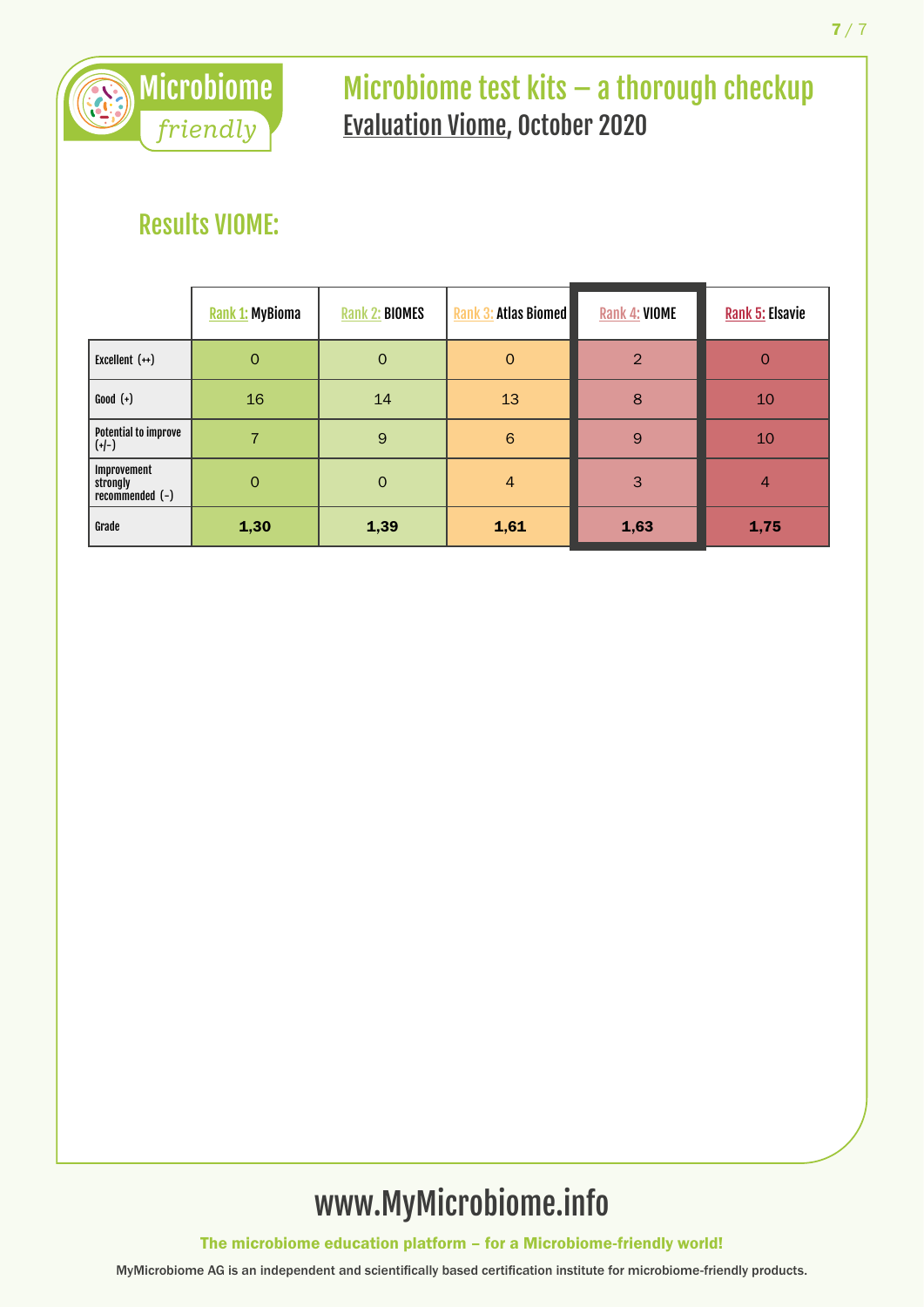# Microbiome test kits – a thorough checkup

## Evaluation Viome, October 2020

### Results VIOME:

| | Rank 1: MyBioma | Rank 2: BIOMES | Rank 3: Atlas Biomed | Rank 4: VIOME | Rank 5: Elsavie |
|---|---|---|---|---|---|
| Excellent (++) | 0 | 0 | 0 | 2 | 0 |
| Good (+) | 16 | 14 | 13 | 8 | 10 |
| Potential to improve (+/-) | 7 | 9 | 6 | 9 | 10 |
| Improvement strongly recommended (-) | 0 | 0 | 4 | 3 | 4 |
| Grade | **1,30** | **1,39** | **1,61** | **1,63** | **1,75** |

www.MyMicrobiome.info

The microbiome education platform – for a Microbiome-friendly world!

MyMicrobiome AG is an independent and scientifically based certification institute for microbiome-friendly products.